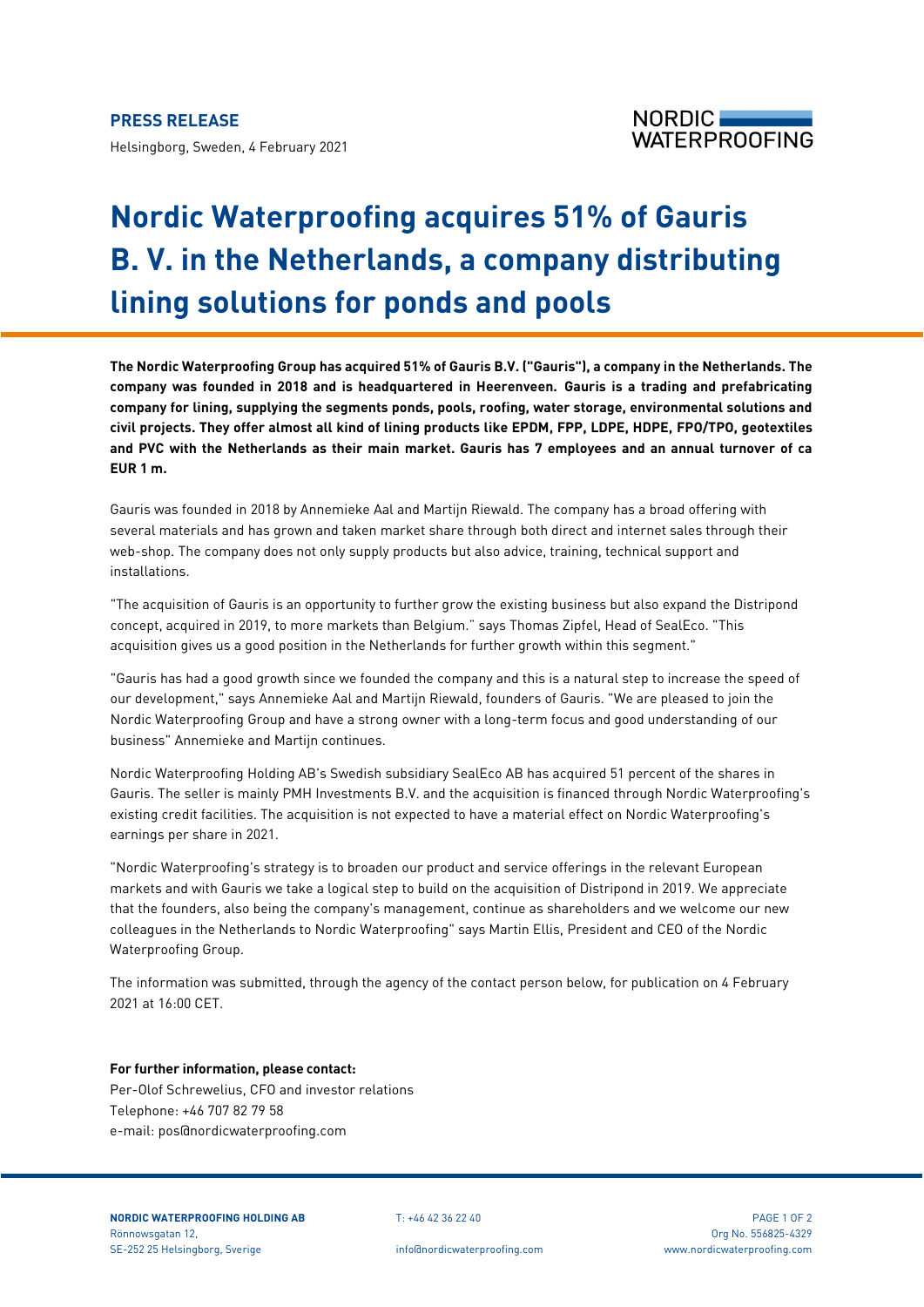**PRESS RELEASE**

Helsingborg, Sweden, 4 February 2021

# Nordic Waterproofing acquires 51% of Gauris B. V. in the Netherlands, a company distributing lining solutions for ponds and pools

**The Nordic Waterproofing Group has acquired 51% of Gauris B.V. ("Gauris"), a company in the Netherlands. The company was founded in 2018 and is headquartered in Heerenveen. Gauris is a trading and prefabricating company for lining, supplying the segments ponds, pools, roofing, water storage, environmental solutions and civil projects. They offer almost all kind of lining products like EPDM, FPP, LDPE, HDPE, FPO/TPO, geotextiles and PVC with the Netherlands as their main market. Gauris has 7 employees and an annual turnover of ca EUR 1 m.**

Gauris was founded in 2018 by Annemieke Aal and Martijn Riewald. The company has a broad offering with several materials and has grown and taken market share through both direct and internet sales through their web-shop. The company does not only supply products but also advice, training, technical support and installations.

"The acquisition of Gauris is an opportunity to further grow the existing business but also expand the Distripond concept, acquired in 2019, to more markets than Belgium." says Thomas Zipfel, Head of SealEco. "This acquisition gives us a good position in the Netherlands for further growth within this segment."

"Gauris has had a good growth since we founded the company and this is a natural step to increase the speed of our development," says Annemieke Aal and Martijn Riewald, founders of Gauris. "We are pleased to join the Nordic Waterproofing Group and have a strong owner with a long-term focus and good understanding of our business" Annemieke and Martijn continues.

Nordic Waterproofing Holding AB's Swedish subsidiary SealEco AB has acquired 51 percent of the shares in Gauris. The seller is mainly PMH Investments B.V. and the acquisition is financed through Nordic Waterproofing's existing credit facilities. The acquisition is not expected to have a material effect on Nordic Waterproofing's earnings per share in 2021.

"Nordic Waterproofing's strategy is to broaden our product and service offerings in the relevant European markets and with Gauris we take a logical step to build on the acquisition of Distripond in 2019. We appreciate that the founders, also being the company's management, continue as shareholders and we welcome our new colleagues in the Netherlands to Nordic Waterproofing" says Martin Ellis, President and CEO of the Nordic Waterproofing Group.

The information was submitted, through the agency of the contact person below, for publication on 4 February 2021 at 16:00 CET.

**For further information, please contact:**
Per-Olof Schrewelius, CFO and investor relations
Telephone: +46 707 82 79 58
e-mail: pos@nordicwaterproofing.com

**NORDIC WATERPROOFING HOLDING AB**
Rönnowsgatan 12,
SE-252 25 Helsingborg, Sverige

T: +46 42 36 22 40
info@nordicwaterproofing.com

Org No. 556825-4329
www.nordicwaterproofing.com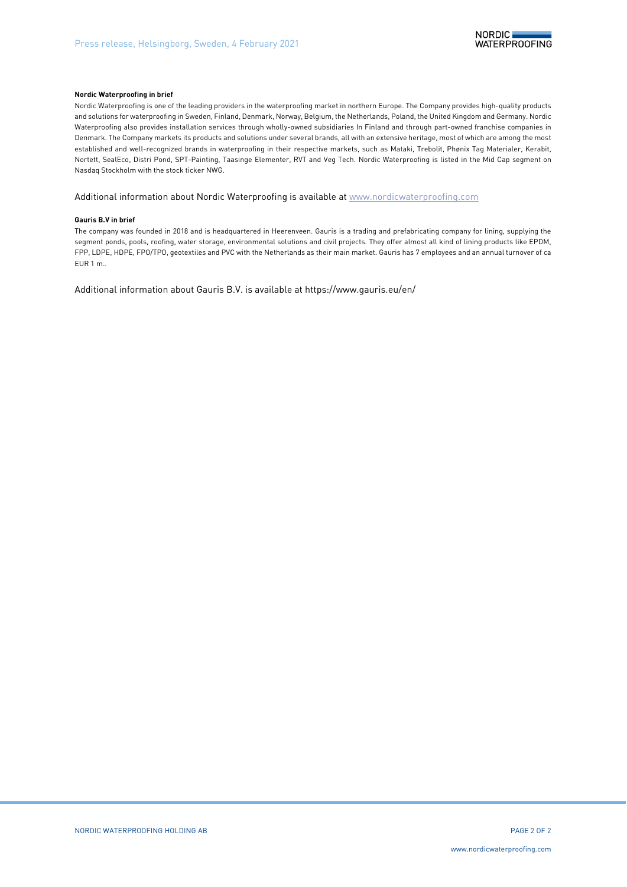**Nordic Waterproofing in brief**

Nordic Waterproofing is one of the leading providers in the waterproofing market in northern Europe. The Company provides high-quality products and solutions for waterproofing in Sweden, Finland, Denmark, Norway, Belgium, the Netherlands, Poland, the United Kingdom and Germany. Nordic Waterproofing also provides installation services through wholly-owned subsidiaries In Finland and through part-owned franchise companies in Denmark. The Company markets its products and solutions under several brands, all with an extensive heritage, most of which are among the most established and well-recognized brands in waterproofing in their respective markets, such as Mataki, Trebolit, Phønix Tag Materialer, Kerabit, Nortett, SealEco, Distri Pond, SPT-Painting, Taasinge Elementer, RVT and Veg Tech. Nordic Waterproofing is listed in the Mid Cap segment on Nasdaq Stockholm with the stock ticker NWG.

Additional information about Nordic Waterproofing is available at www.nordicwaterproofing.com

**Gauris B.V in brief**

The company was founded in 2018 and is headquartered in Heerenveen. Gauris is a trading and prefabricating company for lining, supplying the segment ponds, pools, roofing, water storage, environmental solutions and civil projects. They offer almost all kind of lining products like EPDM, FPP, LDPE, HDPE, FPO/TPO, geotextiles and PVC with the Netherlands as their main market. Gauris has 7 employees and an annual turnover of ca EUR 1 m..

Additional information about Gauris B.V. is available at https://www.gauris.eu/en/